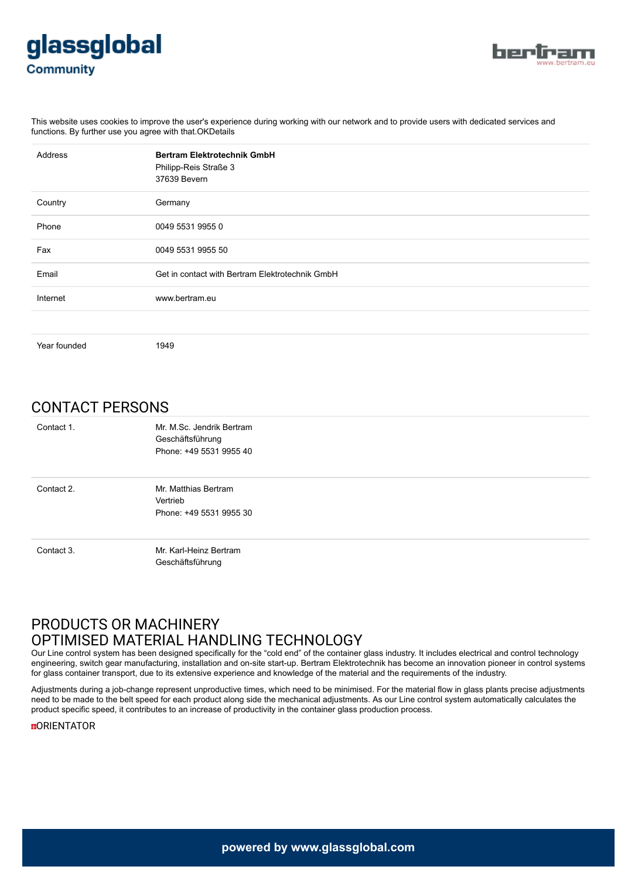This website uses cookies to improve the user's experience during working with our network and to provide users with dedicated services and functions. By further use you agree with that.OKDetails

| | |
|---|---|
| Address | **Bertram Elektrotechnik GmbH**<br>Philipp-Reis Straße 3<br>37639 Bevern |
| Country | Germany |
| Phone | 0049 5531 9955 0 |
| Fax | 0049 5531 9955 50 |
| Email | Get in contact with Bertram Elektrotechnik GmbH |
| Internet | www.bertram.eu |
| | |
| Year founded | 1949 |

## CONTACT PERSONS

| | |
|---|---|
| Contact 1. | Mr. M.Sc. Jendrik Bertram<br>Geschäftsführung<br>Phone: +49 5531 9955 40 |
| Contact 2. | Mr. Matthias Bertram<br>Vertrieb<br>Phone: +49 5531 9955 30 |
| Contact 3. | Mr. Karl-Heinz Bertram<br>Geschäftsführung |

## PRODUCTS OR MACHINERY

## OPTIMISED MATERIAL HANDLING TECHNOLOGY

Our Line control system has been designed specifically for the "cold end" of the container glass industry. It includes electrical and control technology engineering, switch gear manufacturing, installation and on-site start-up. Bertram Elektrotechnik has become an innovation pioneer in control systems for glass container transport, due to its extensive experience and knowledge of the material and the requirements of the industry.

Adjustments during a job-change represent unproductive times, which need to be minimised. For the material flow in glass plants precise adjustments need to be made to the belt speed for each product along side the mechanical adjustments. As our Line control system automatically calculates the product specific speed, it contributes to an increase of productivity in the container glass production process.

ORIENTATOR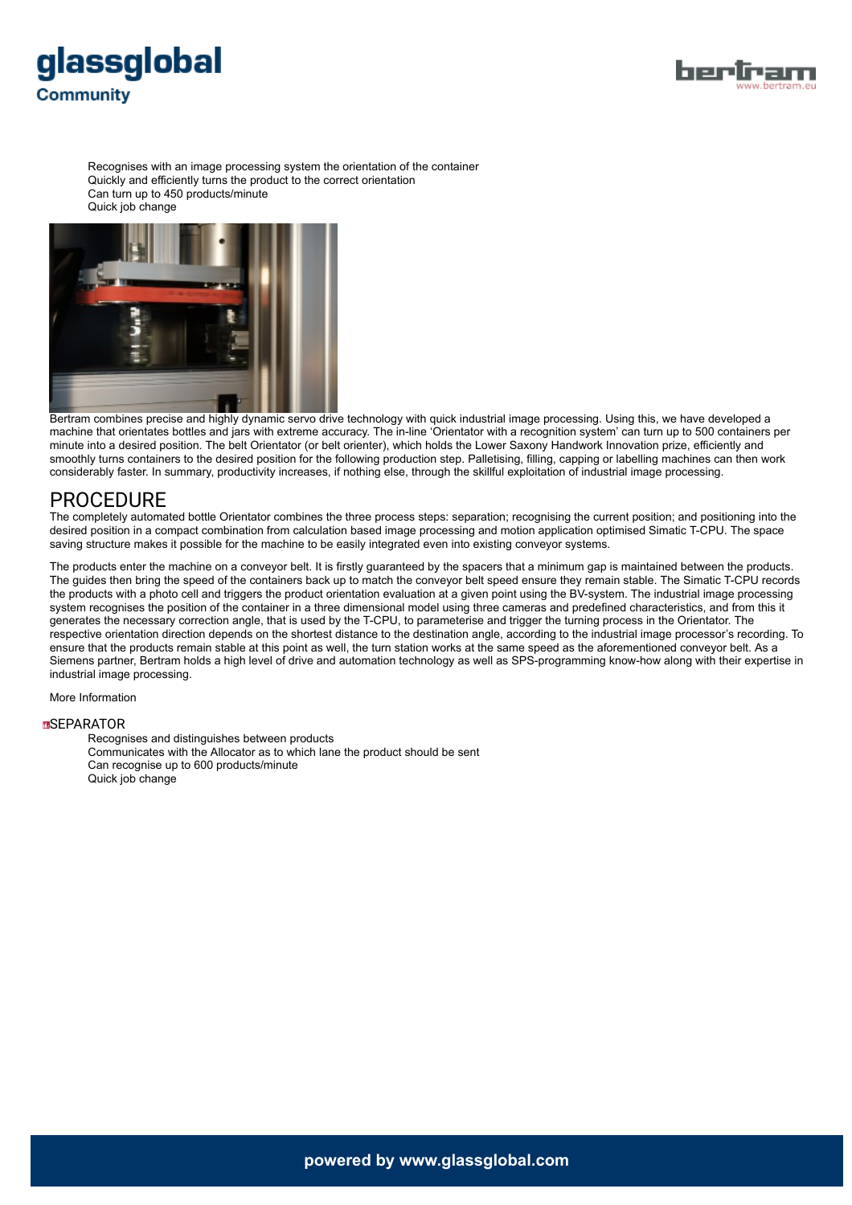- Recognises with an image processing system the orientation of the container
- Quickly and efficiently turns the product to the correct orientation
- Can turn up to 450 products/minute
- Quick job change

Bertram combines precise and highly dynamic servo drive technology with quick industrial image processing. Using this, we have developed a machine that orientates bottles and jars with extreme accuracy. The in-line 'Orientator with a recognition system' can turn up to 500 containers per minute into a desired position. The belt Orientator (or belt orienter), which holds the Lower Saxony Handwork Innovation prize, efficiently and smoothly turns containers to the desired position for the following production step. Palletising, filling, capping or labelling machines can then work considerably faster. In summary, productivity increases, if nothing else, through the skillful exploitation of industrial image processing.

## PROCEDURE

The completely automated bottle Orientator combines the three process steps: separation; recognising the current position; and positioning into the desired position in a compact combination from calculation based image processing and motion application optimised Simatic T-CPU. The space saving structure makes it possible for the machine to be easily integrated even into existing conveyor systems.

The products enter the machine on a conveyor belt. It is firstly guaranteed by the spacers that a minimum gap is maintained between the products. The guides then bring the speed of the containers back up to match the conveyor belt speed ensure they remain stable. The Simatic T-CPU records the products with a photo cell and triggers the product orientation evaluation at a given point using the BV-system. The industrial image processing system recognises the position of the container in a three dimensional model using three cameras and predefined characteristics, and from this it generates the necessary correction angle, that is used by the T-CPU, to parameterise and trigger the turning process in the Orientator. The respective orientation direction depends on the shortest distance to the destination angle, according to the industrial image processor's recording. To ensure that the products remain stable at this point as well, the turn station works at the same speed as the aforementioned conveyor belt. As a Siemens partner, Bertram holds a high level of drive and automation technology as well as SPS-programming know-how along with their expertise in industrial image processing.

More Information

## SEPARATOR

- Recognises and distinguishes between products
- Communicates with the Allocator as to which lane the product should be sent
- Can recognise up to 600 products/minute
- Quick job change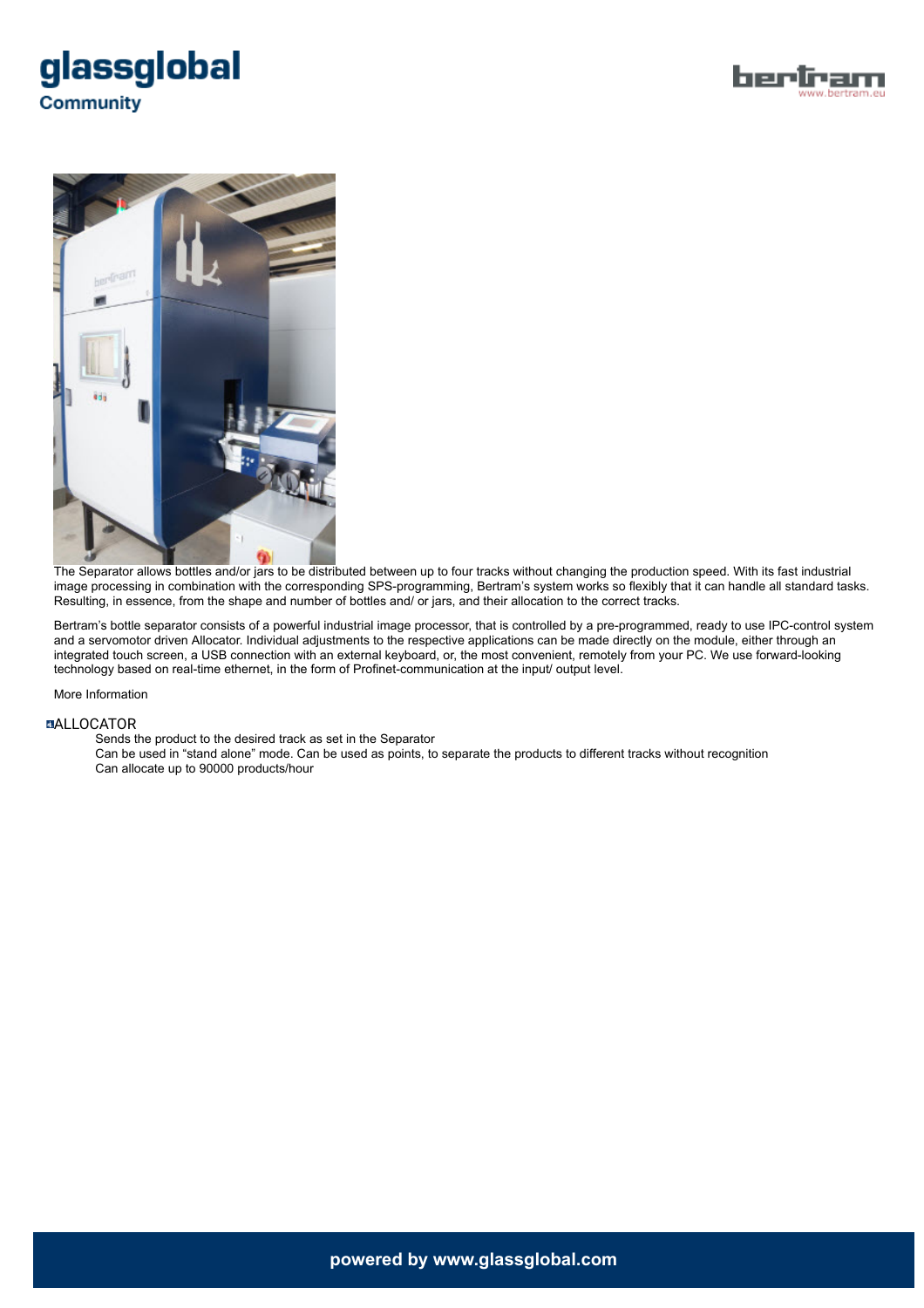The Separator allows bottles and/or jars to be distributed between up to four tracks without changing the production speed. With its fast industrial image processing in combination with the corresponding SPS-programming, Bertram's system works so flexibly that it can handle all standard tasks. Resulting, in essence, from the shape and number of bottles and/ or jars, and their allocation to the correct tracks.

Bertram's bottle separator consists of a powerful industrial image processor, that is controlled by a pre-programmed, ready to use IPC-control system and a servomotor driven Allocator. Individual adjustments to the respective applications can be made directly on the module, either through an integrated touch screen, a USB connection with an external keyboard, or, the most convenient, remotely from your PC. We use forward-looking technology based on real-time ethernet, in the form of Profinet-communication at the input/ output level.

More Information

ALLOCATOR

Sends the product to the desired track as set in the Separator
Can be used in "stand alone" mode. Can be used as points, to separate the products to different tracks without recognition
Can allocate up to 90000 products/hour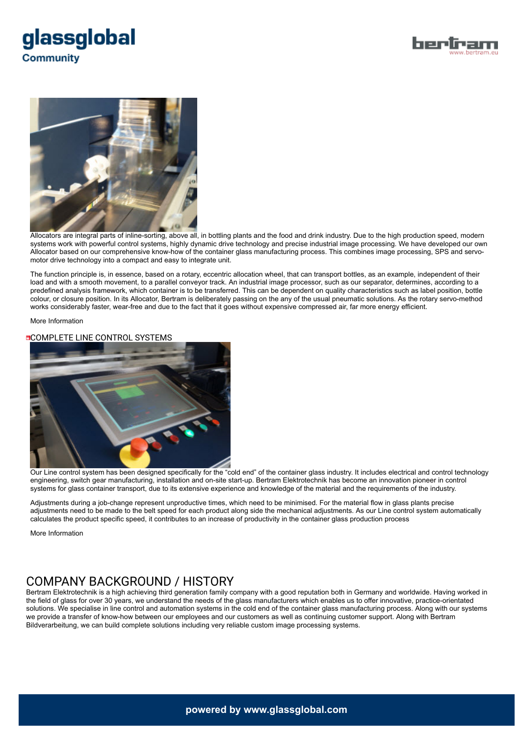Allocators are integral parts of inline-sorting, above all, in bottling plants and the food and drink industry. Due to the high production speed, modern systems work with powerful control systems, highly dynamic drive technology and precise industrial image processing. We have developed our own Allocator based on our comprehensive know-how of the container glass manufacturing process. This combines image processing, SPS and servo-motor drive technology into a compact and easy to integrate unit.

The function principle is, in essence, based on a rotary, eccentric allocation wheel, that can transport bottles, as an example, independent of their load and with a smooth movement, to a parallel conveyor track. An industrial image processor, such as our separator, determines, according to a predefined analysis framework, which container is to be transferred. This can be dependent on quality characteristics such as label position, bottle colour, or closure position. In its Allocator, Bertram is deliberately passing on the any of the usual pneumatic solutions. As the rotary servo-method works considerably faster, wear-free and due to the fact that it goes without expensive compressed air, far more energy efficient.

More Information

COMPLETE LINE CONTROL SYSTEMS

Our Line control system has been designed specifically for the “cold end” of the container glass industry. It includes electrical and control technology engineering, switch gear manufacturing, installation and on-site start-up. Bertram Elektrotechnik has become an innovation pioneer in control systems for glass container transport, due to its extensive experience and knowledge of the material and the requirements of the industry.

Adjustments during a job-change represent unproductive times, which need to be minimised. For the material flow in glass plants precise adjustments need to be made to the belt speed for each product along side the mechanical adjustments. As our Line control system automatically calculates the product specific speed, it contributes to an increase of productivity in the container glass production process

More Information

## COMPANY BACKGROUND / HISTORY

Bertram Elektrotechnik is a high achieving third generation family company with a good reputation both in Germany and worldwide. Having worked in the field of glass for over 30 years, we understand the needs of the glass manufacturers which enables us to offer innovative, practice-orientated solutions. We specialise in line control and automation systems in the cold end of the container glass manufacturing process. Along with our systems we provide a transfer of know-how between our employees and our customers as well as continuing customer support. Along with Bertram Bildverarbeitung, we can build complete solutions including very reliable custom image processing systems.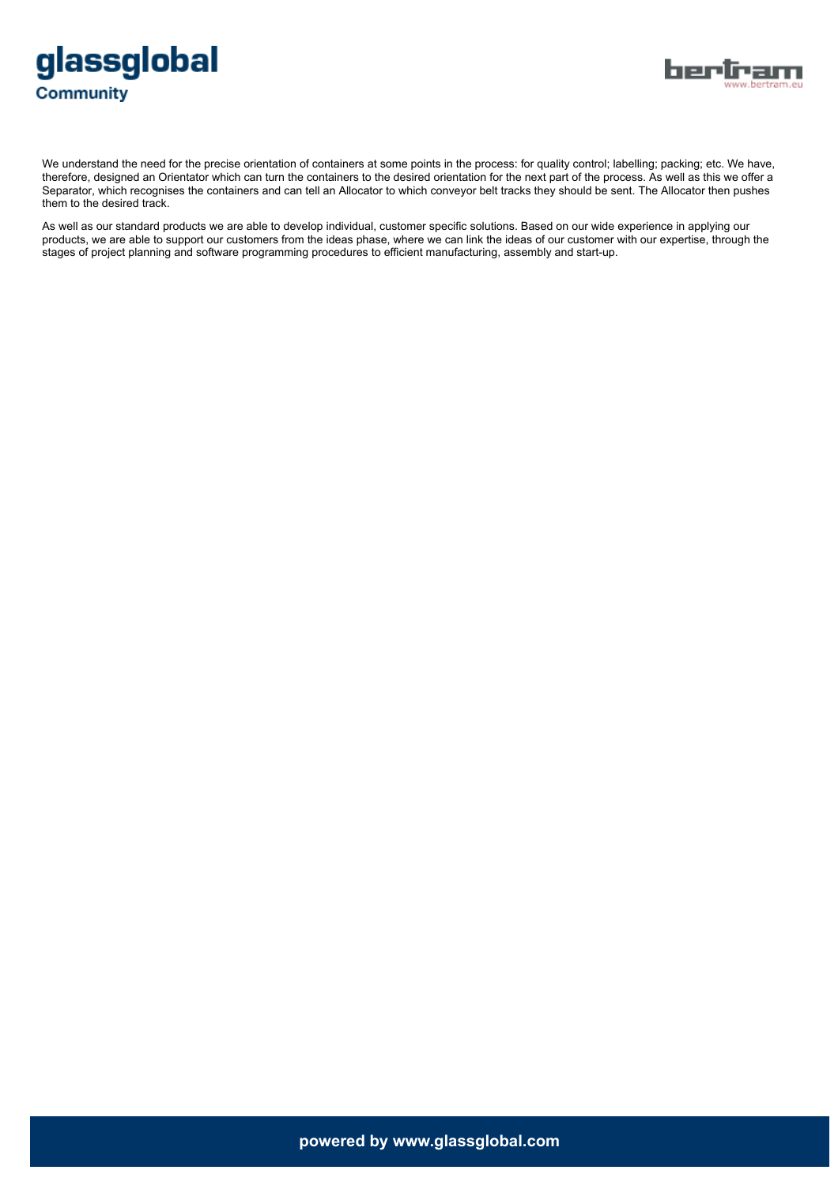We understand the need for the precise orientation of containers at some points in the process: for quality control; labelling; packing; etc. We have, therefore, designed an Orientator which can turn the containers to the desired orientation for the next part of the process. As well as this we offer a Separator, which recognises the containers and can tell an Allocator to which conveyor belt tracks they should be sent. The Allocator then pushes them to the desired track.

As well as our standard products we are able to develop individual, customer specific solutions. Based on our wide experience in applying our products, we are able to support our customers from the ideas phase, where we can link the ideas of our customer with our expertise, through the stages of project planning and software programming procedures to efficient manufacturing, assembly and start-up.